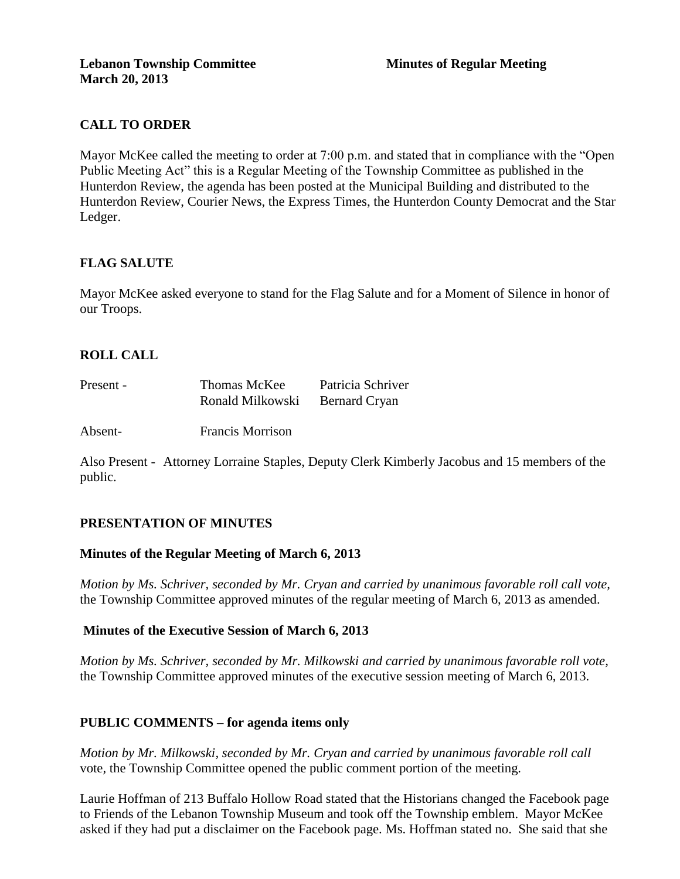**Lebanon Township Committee** **Minutes of Regular Meeting**
**March 20, 2013**

## CALL TO ORDER

Mayor McKee called the meeting to order at 7:00 p.m. and stated that in compliance with the "Open Public Meeting Act" this is a Regular Meeting of the Township Committee as published in the Hunterdon Review, the agenda has been posted at the Municipal Building and distributed to the Hunterdon Review, Courier News, the Express Times, the Hunterdon County Democrat and the Star Ledger.

## FLAG SALUTE

Mayor McKee asked everyone to stand for the Flag Salute and for a Moment of Silence in honor of our Troops.

## ROLL CALL

| | | |
|---|---|---|
| Present - | Thomas McKee | Patricia Schriver |
| | Ronald Milkowski | Bernard Cryan |
| Absent- | Francis Morrison | |

Also Present - Attorney Lorraine Staples, Deputy Clerk Kimberly Jacobus and 15 members of the public.

## PRESENTATION OF MINUTES

### Minutes of the Regular Meeting of March 6, 2013

*Motion by Ms. Schriver, seconded by Mr. Cryan and carried by unanimous favorable roll call vote,* the Township Committee approved minutes of the regular meeting of March 6, 2013 as amended.

### Minutes of the Executive Session of March 6, 2013

*Motion by Ms. Schriver, seconded by Mr. Milkowski and carried by unanimous favorable roll vote,* the Township Committee approved minutes of the executive session meeting of March 6, 2013.

## PUBLIC COMMENTS – for agenda items only

*Motion by Mr. Milkowski, seconded by Mr. Cryan and carried by unanimous favorable roll call* vote, the Township Committee opened the public comment portion of the meeting.

Laurie Hoffman of 213 Buffalo Hollow Road stated that the Historians changed the Facebook page to Friends of the Lebanon Township Museum and took off the Township emblem. Mayor McKee asked if they had put a disclaimer on the Facebook page. Ms. Hoffman stated no. She said that she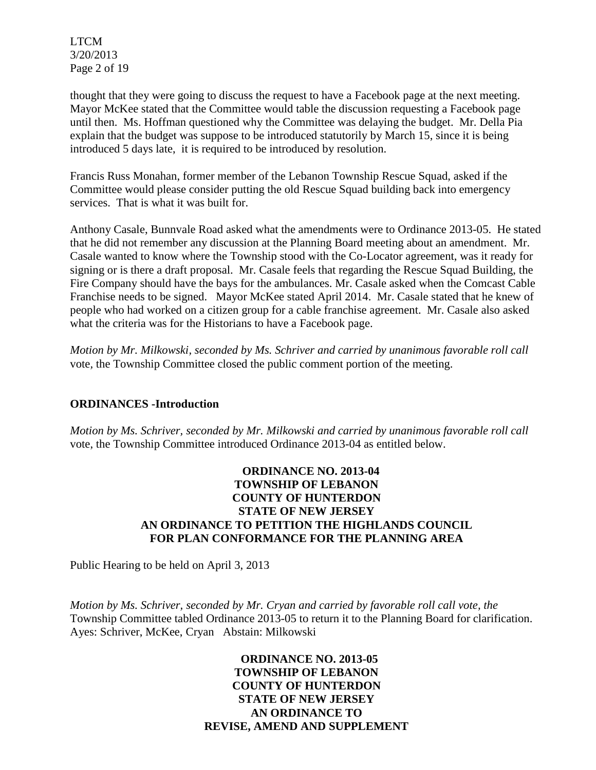thought that they were going to discuss the request to have a Facebook page at the next meeting. Mayor McKee stated that the Committee would table the discussion requesting a Facebook page until then. Ms. Hoffman questioned why the Committee was delaying the budget. Mr. Della Pia explain that the budget was suppose to be introduced statutorily by March 15, since it is being introduced 5 days late, it is required to be introduced by resolution.

Francis Russ Monahan, former member of the Lebanon Township Rescue Squad, asked if the Committee would please consider putting the old Rescue Squad building back into emergency services. That is what it was built for.

Anthony Casale, Bunnvale Road asked what the amendments were to Ordinance 2013-05. He stated that he did not remember any discussion at the Planning Board meeting about an amendment. Mr. Casale wanted to know where the Township stood with the Co-Locator agreement, was it ready for signing or is there a draft proposal. Mr. Casale feels that regarding the Rescue Squad Building, the Fire Company should have the bays for the ambulances. Mr. Casale asked when the Comcast Cable Franchise needs to be signed. Mayor McKee stated April 2014. Mr. Casale stated that he knew of people who had worked on a citizen group for a cable franchise agreement. Mr. Casale also asked what the criteria was for the Historians to have a Facebook page.

*Motion by Mr. Milkowski, seconded by Ms. Schriver and carried by unanimous favorable roll call* vote, the Township Committee closed the public comment portion of the meeting.

**ORDINANCES -Introduction**

*Motion by Ms. Schriver, seconded by Mr. Milkowski and carried by unanimous favorable roll call* vote, the Township Committee introduced Ordinance 2013-04 as entitled below.

**ORDINANCE NO. 2013-04**
**TOWNSHIP OF LEBANON**
**COUNTY OF HUNTERDON**
**STATE OF NEW JERSEY**
**AN ORDINANCE TO PETITION THE HIGHLANDS COUNCIL FOR PLAN CONFORMANCE FOR THE PLANNING AREA**

Public Hearing to be held on April 3, 2013

*Motion by Ms. Schriver, seconded by Mr. Cryan and carried by favorable roll call vote, the* Township Committee tabled Ordinance 2013-05 to return it to the Planning Board for clarification. Ayes: Schriver, McKee, Cryan Abstain: Milkowski

**ORDINANCE NO. 2013-05**
**TOWNSHIP OF LEBANON**
**COUNTY OF HUNTERDON**
**STATE OF NEW JERSEY**
**AN ORDINANCE TO**
**REVISE, AMEND AND SUPPLEMENT**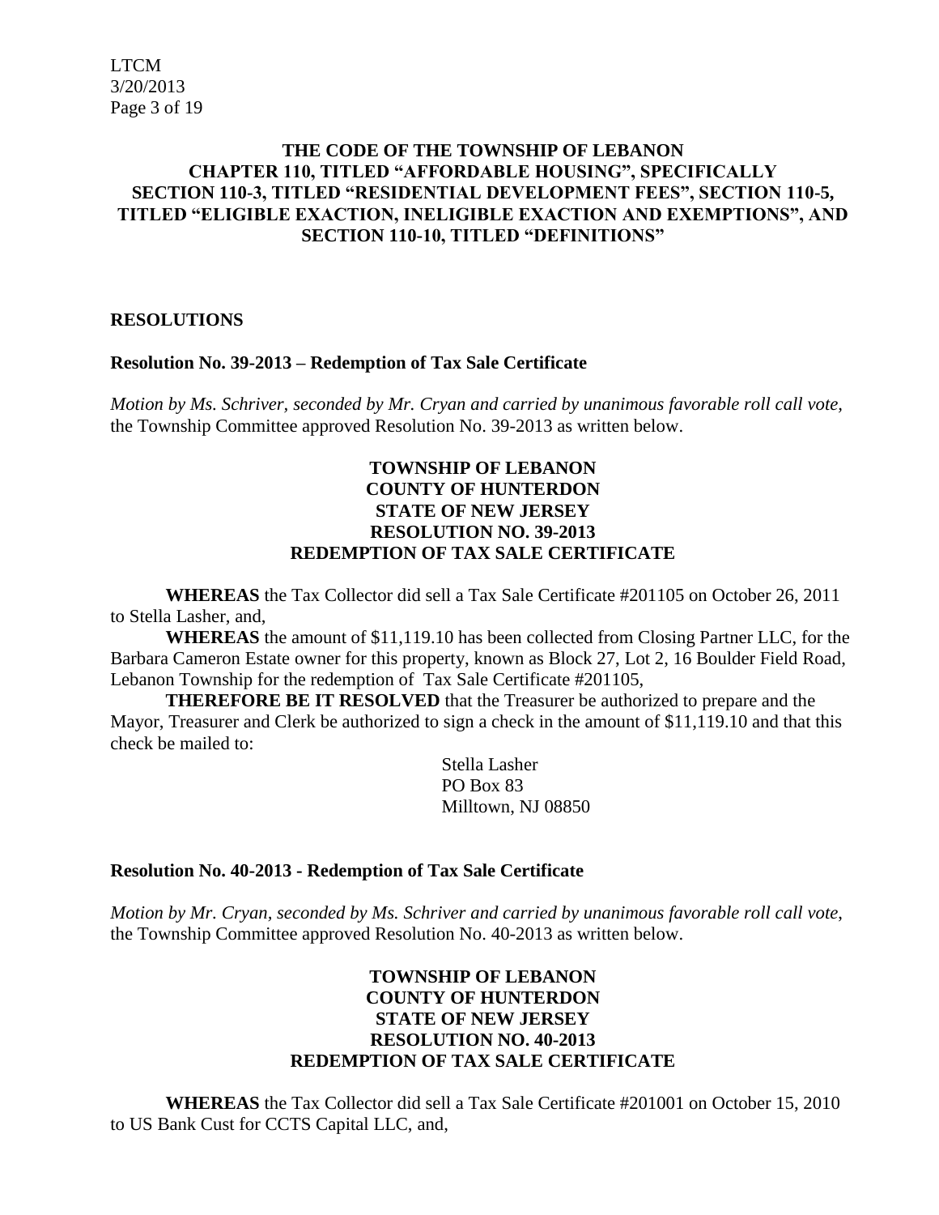**THE CODE OF THE TOWNSHIP OF LEBANON CHAPTER 110, TITLED "AFFORDABLE HOUSING", SPECIFICALLY SECTION 110-3, TITLED "RESIDENTIAL DEVELOPMENT FEES", SECTION 110-5, TITLED "ELIGIBLE EXACTION, INELIGIBLE EXACTION AND EXEMPTIONS", AND SECTION 110-10, TITLED "DEFINITIONS"**

## RESOLUTIONS

### Resolution No. 39-2013 – Redemption of Tax Sale Certificate

*Motion by Ms. Schriver, seconded by Mr. Cryan and carried by unanimous favorable roll call vote,* the Township Committee approved Resolution No. 39-2013 as written below.

**TOWNSHIP OF LEBANON**
**COUNTY OF HUNTERDON**
**STATE OF NEW JERSEY**
**RESOLUTION NO. 39-2013**
**REDEMPTION OF TAX SALE CERTIFICATE**

**WHEREAS** the Tax Collector did sell a Tax Sale Certificate #201105 on October 26, 2011 to Stella Lasher, and,

**WHEREAS** the amount of $11,119.10 has been collected from Closing Partner LLC, for the Barbara Cameron Estate owner for this property, known as Block 27, Lot 2, 16 Boulder Field Road, Lebanon Township for the redemption of Tax Sale Certificate #201105,

**THEREFORE BE IT RESOLVED** that the Treasurer be authorized to prepare and the Mayor, Treasurer and Clerk be authorized to sign a check in the amount of $11,119.10 and that this check be mailed to:

Stella Lasher
PO Box 83
Milltown, NJ 08850

### Resolution No. 40-2013 - Redemption of Tax Sale Certificate

*Motion by Mr. Cryan, seconded by Ms. Schriver and carried by unanimous favorable roll call vote,* the Township Committee approved Resolution No. 40-2013 as written below.

**TOWNSHIP OF LEBANON**
**COUNTY OF HUNTERDON**
**STATE OF NEW JERSEY**
**RESOLUTION NO. 40-2013**
**REDEMPTION OF TAX SALE CERTIFICATE**

**WHEREAS** the Tax Collector did sell a Tax Sale Certificate #201001 on October 15, 2010 to US Bank Cust for CCTS Capital LLC, and,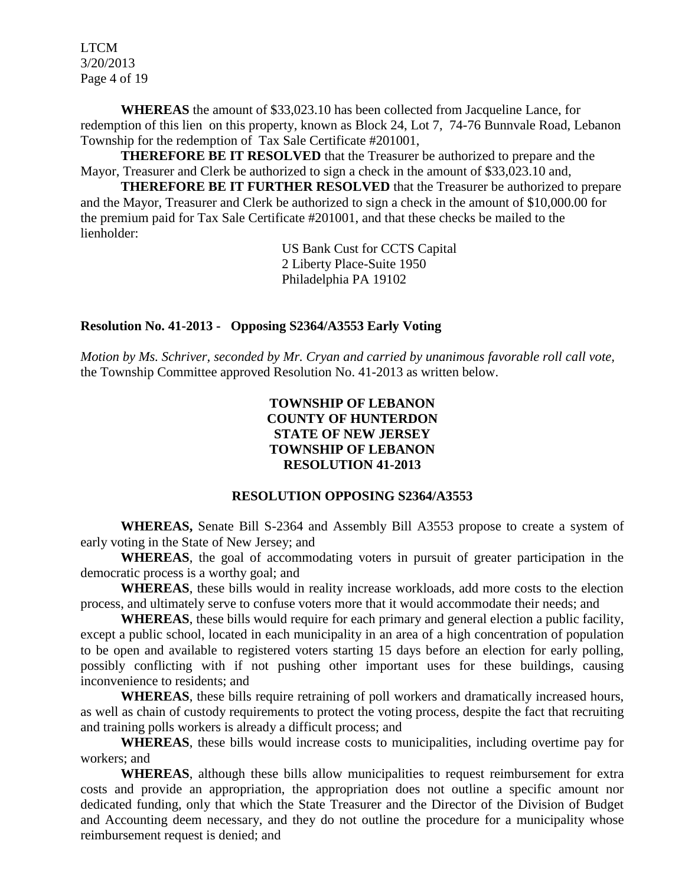**WHEREAS** the amount of $33,023.10 has been collected from Jacqueline Lance, for redemption of this lien on this property, known as Block 24, Lot 7, 74-76 Bunnvale Road, Lebanon Township for the redemption of Tax Sale Certificate #201001,

**THEREFORE BE IT RESOLVED** that the Treasurer be authorized to prepare and the Mayor, Treasurer and Clerk be authorized to sign a check in the amount of $33,023.10 and,

**THEREFORE BE IT FURTHER RESOLVED** that the Treasurer be authorized to prepare and the Mayor, Treasurer and Clerk be authorized to sign a check in the amount of $10,000.00 for the premium paid for Tax Sale Certificate #201001, and that these checks be mailed to the lienholder:

US Bank Cust for CCTS Capital
2 Liberty Place-Suite 1950
Philadelphia PA 19102

**Resolution No. 41-2013 - Opposing S2364/A3553 Early Voting**

*Motion by Ms. Schriver, seconded by Mr. Cryan and carried by unanimous favorable roll call vote,* the Township Committee approved Resolution No. 41-2013 as written below.

**TOWNSHIP OF LEBANON**
**COUNTY OF HUNTERDON**
**STATE OF NEW JERSEY**
**TOWNSHIP OF LEBANON**
**RESOLUTION 41-2013**

**RESOLUTION OPPOSING S2364/A3553**

**WHEREAS,** Senate Bill S-2364 and Assembly Bill A3553 propose to create a system of early voting in the State of New Jersey; and

**WHEREAS**, the goal of accommodating voters in pursuit of greater participation in the democratic process is a worthy goal; and

**WHEREAS**, these bills would in reality increase workloads, add more costs to the election process, and ultimately serve to confuse voters more that it would accommodate their needs; and

**WHEREAS**, these bills would require for each primary and general election a public facility, except a public school, located in each municipality in an area of a high concentration of population to be open and available to registered voters starting 15 days before an election for early polling, possibly conflicting with if not pushing other important uses for these buildings, causing inconvenience to residents; and

**WHEREAS**, these bills require retraining of poll workers and dramatically increased hours, as well as chain of custody requirements to protect the voting process, despite the fact that recruiting and training polls workers is already a difficult process; and

**WHEREAS**, these bills would increase costs to municipalities, including overtime pay for workers; and

**WHEREAS**, although these bills allow municipalities to request reimbursement for extra costs and provide an appropriation, the appropriation does not outline a specific amount nor dedicated funding, only that which the State Treasurer and the Director of the Division of Budget and Accounting deem necessary, and they do not outline the procedure for a municipality whose reimbursement request is denied; and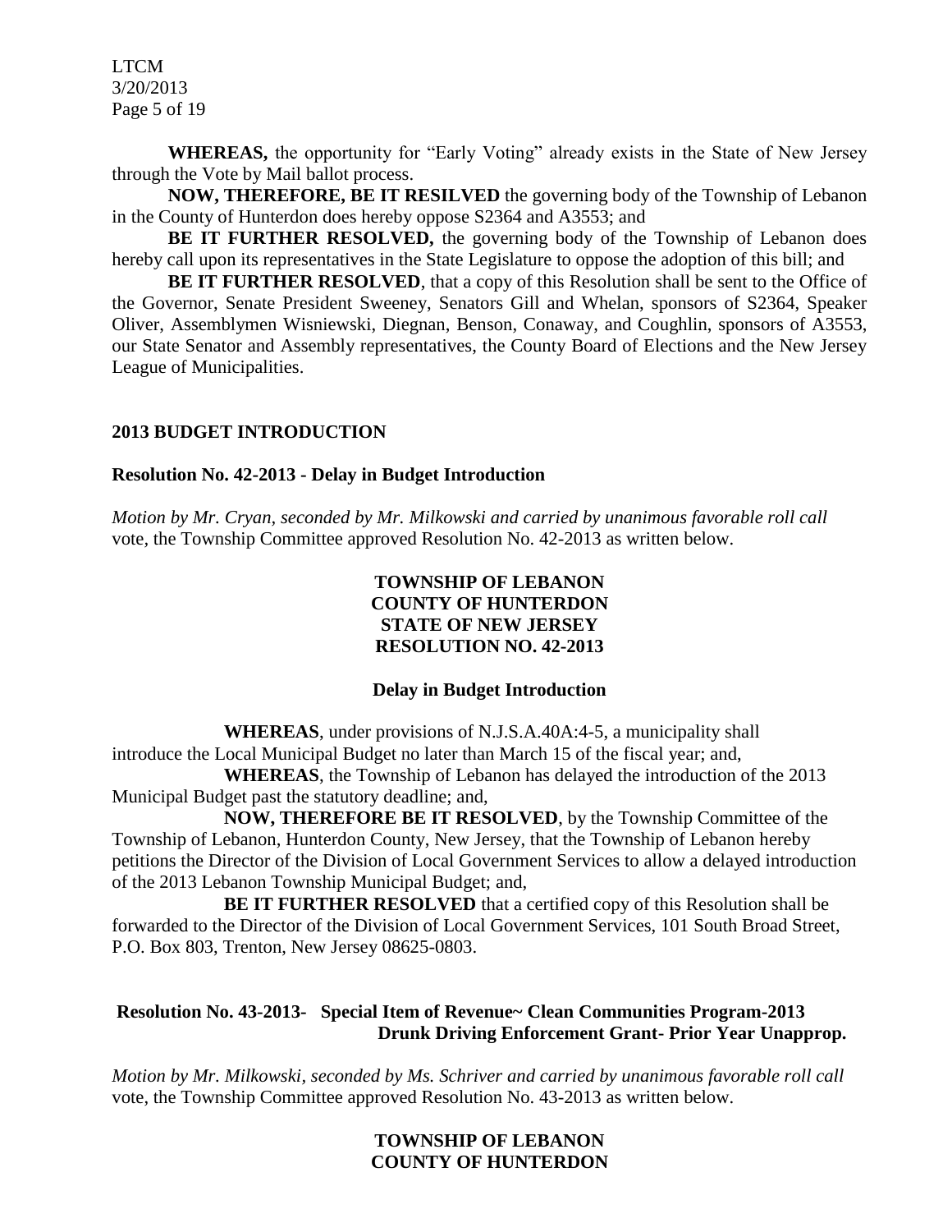**WHEREAS,** the opportunity for "Early Voting" already exists in the State of New Jersey through the Vote by Mail ballot process.

**NOW, THEREFORE, BE IT RESILVED** the governing body of the Township of Lebanon in the County of Hunterdon does hereby oppose S2364 and A3553; and

**BE IT FURTHER RESOLVED,** the governing body of the Township of Lebanon does hereby call upon its representatives in the State Legislature to oppose the adoption of this bill; and

**BE IT FURTHER RESOLVED**, that a copy of this Resolution shall be sent to the Office of the Governor, Senate President Sweeney, Senators Gill and Whelan, sponsors of S2364, Speaker Oliver, Assemblymen Wisniewski, Diegnan, Benson, Conaway, and Coughlin, sponsors of A3553, our State Senator and Assembly representatives, the County Board of Elections and the New Jersey League of Municipalities.

## 2013 BUDGET INTRODUCTION

### Resolution No. 42-2013 - Delay in Budget Introduction

*Motion by Mr. Cryan, seconded by Mr. Milkowski and carried by unanimous favorable roll call* vote, the Township Committee approved Resolution No. 42-2013 as written below.

**TOWNSHIP OF LEBANON**
**COUNTY OF HUNTERDON**
**STATE OF NEW JERSEY**
**RESOLUTION NO. 42-2013**

**Delay in Budget Introduction**

**WHEREAS**, under provisions of N.J.S.A.40A:4-5, a municipality shall introduce the Local Municipal Budget no later than March 15 of the fiscal year; and,

**WHEREAS**, the Township of Lebanon has delayed the introduction of the 2013 Municipal Budget past the statutory deadline; and,

**NOW, THEREFORE BE IT RESOLVED**, by the Township Committee of the Township of Lebanon, Hunterdon County, New Jersey, that the Township of Lebanon hereby petitions the Director of the Division of Local Government Services to allow a delayed introduction of the 2013 Lebanon Township Municipal Budget; and,

**BE IT FURTHER RESOLVED** that a certified copy of this Resolution shall be forwarded to the Director of the Division of Local Government Services, 101 South Broad Street, P.O. Box 803, Trenton, New Jersey 08625-0803.

### Resolution No. 43-2013- Special Item of Revenue~ Clean Communities Program-2013 Drunk Driving Enforcement Grant- Prior Year Unapprop.

*Motion by Mr. Milkowski, seconded by Ms. Schriver and carried by unanimous favorable roll call* vote, the Township Committee approved Resolution No. 43-2013 as written below.

**TOWNSHIP OF LEBANON**
**COUNTY OF HUNTERDON**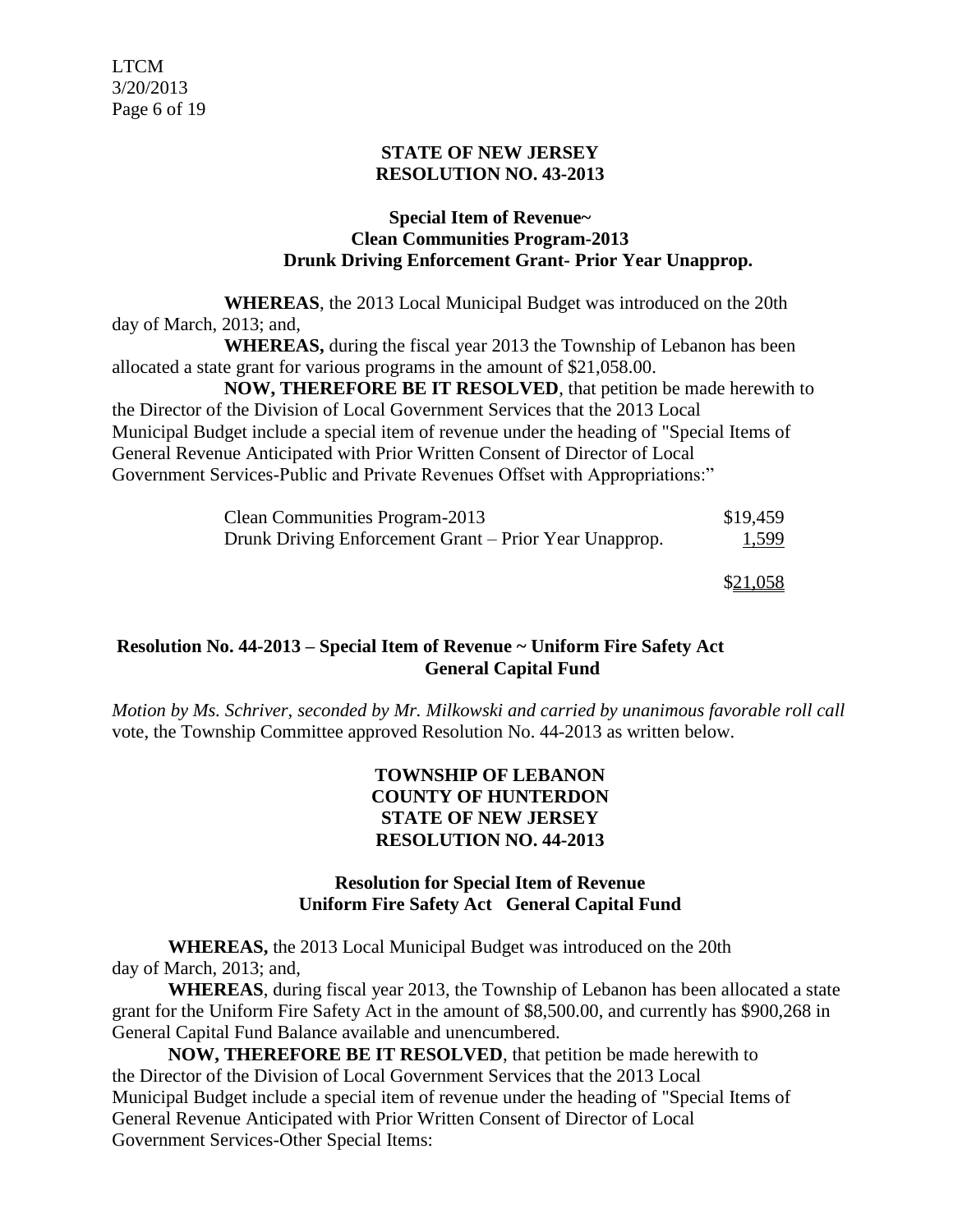**STATE OF NEW JERSEY**
**RESOLUTION NO. 43-2013**

**Special Item of Revenue~**
**Clean Communities Program-2013**
**Drunk Driving Enforcement Grant- Prior Year Unapprop.**

**WHEREAS**, the 2013 Local Municipal Budget was introduced on the 20th day of March, 2013; and,

**WHEREAS,** during the fiscal year 2013 the Township of Lebanon has been allocated a state grant for various programs in the amount of $21,058.00.

**NOW, THEREFORE BE IT RESOLVED**, that petition be made herewith to the Director of the Division of Local Government Services that the 2013 Local Municipal Budget include a special item of revenue under the heading of "Special Items of General Revenue Anticipated with Prior Written Consent of Director of Local Government Services-Public and Private Revenues Offset with Appropriations:"

| | |
|---|---|
| Clean Communities Program-2013 | $19,459 |
| Drunk Driving Enforcement Grant – Prior Year Unapprop. | 1,599 |
| | $21,058 |

**Resolution No. 44-2013 – Special Item of Revenue ~ Uniform Fire Safety Act General Capital Fund**

*Motion by Ms. Schriver, seconded by Mr. Milkowski and carried by unanimous favorable roll call* vote, the Township Committee approved Resolution No. 44-2013 as written below.

**TOWNSHIP OF LEBANON**
**COUNTY OF HUNTERDON**
**STATE OF NEW JERSEY**
**RESOLUTION NO. 44-2013**

**Resolution for Special Item of Revenue**
**Uniform Fire Safety Act General Capital Fund**

**WHEREAS,** the 2013 Local Municipal Budget was introduced on the 20th day of March, 2013; and,

**WHEREAS**, during fiscal year 2013, the Township of Lebanon has been allocated a state grant for the Uniform Fire Safety Act in the amount of $8,500.00, and currently has $900,268 in General Capital Fund Balance available and unencumbered.

**NOW, THEREFORE BE IT RESOLVED**, that petition be made herewith to the Director of the Division of Local Government Services that the 2013 Local Municipal Budget include a special item of revenue under the heading of "Special Items of General Revenue Anticipated with Prior Written Consent of Director of Local Government Services-Other Special Items: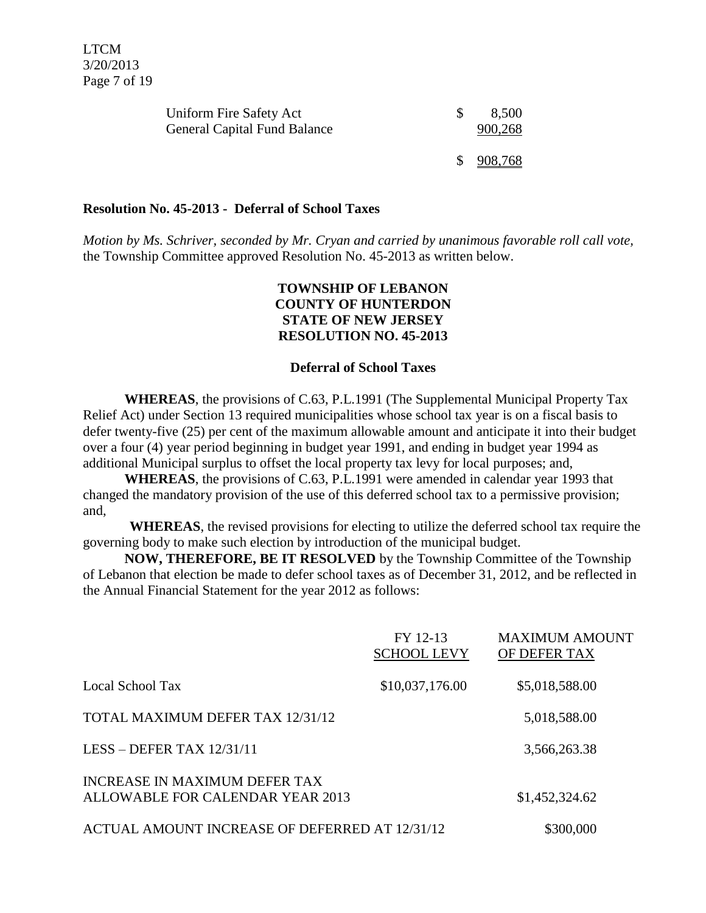| | |
|---|---|
| Uniform Fire Safety Act | $ 8,500 |
| General Capital Fund Balance | 900,268 |
| | $ 908,768 |

**Resolution No. 45-2013 - Deferral of School Taxes**

*Motion by Ms. Schriver, seconded by Mr. Cryan and carried by unanimous favorable roll call vote,* the Township Committee approved Resolution No. 45-2013 as written below.

**TOWNSHIP OF LEBANON**
**COUNTY OF HUNTERDON**
**STATE OF NEW JERSEY**
**RESOLUTION NO. 45-2013**

**Deferral of School Taxes**

**WHEREAS**, the provisions of C.63, P.L.1991 (The Supplemental Municipal Property Tax Relief Act) under Section 13 required municipalities whose school tax year is on a fiscal basis to defer twenty-five (25) per cent of the maximum allowable amount and anticipate it into their budget over a four (4) year period beginning in budget year 1991, and ending in budget year 1994 as additional Municipal surplus to offset the local property tax levy for local purposes; and,

**WHEREAS**, the provisions of C.63, P.L.1991 were amended in calendar year 1993 that changed the mandatory provision of the use of this deferred school tax to a permissive provision; and,

**WHEREAS**, the revised provisions for electing to utilize the deferred school tax require the governing body to make such election by introduction of the municipal budget.

**NOW, THEREFORE, BE IT RESOLVED** by the Township Committee of the Township of Lebanon that election be made to defer school taxes as of December 31, 2012, and be reflected in the Annual Financial Statement for the year 2012 as follows:

| | FY 12-13 SCHOOL LEVY | MAXIMUM AMOUNT OF DEFER TAX |
|---|---|---|
| Local School Tax | $10,037,176.00 | $5,018,588.00 |
| TOTAL MAXIMUM DEFER TAX 12/31/12 | | 5,018,588.00 |
| LESS – DEFER TAX 12/31/11 | | 3,566,263.38 |
| INCREASE IN MAXIMUM DEFER TAX ALLOWABLE FOR CALENDAR YEAR 2013 | | $1,452,324.62 |
| ACTUAL AMOUNT INCREASE OF DEFERRED AT 12/31/12 | | $300,000 |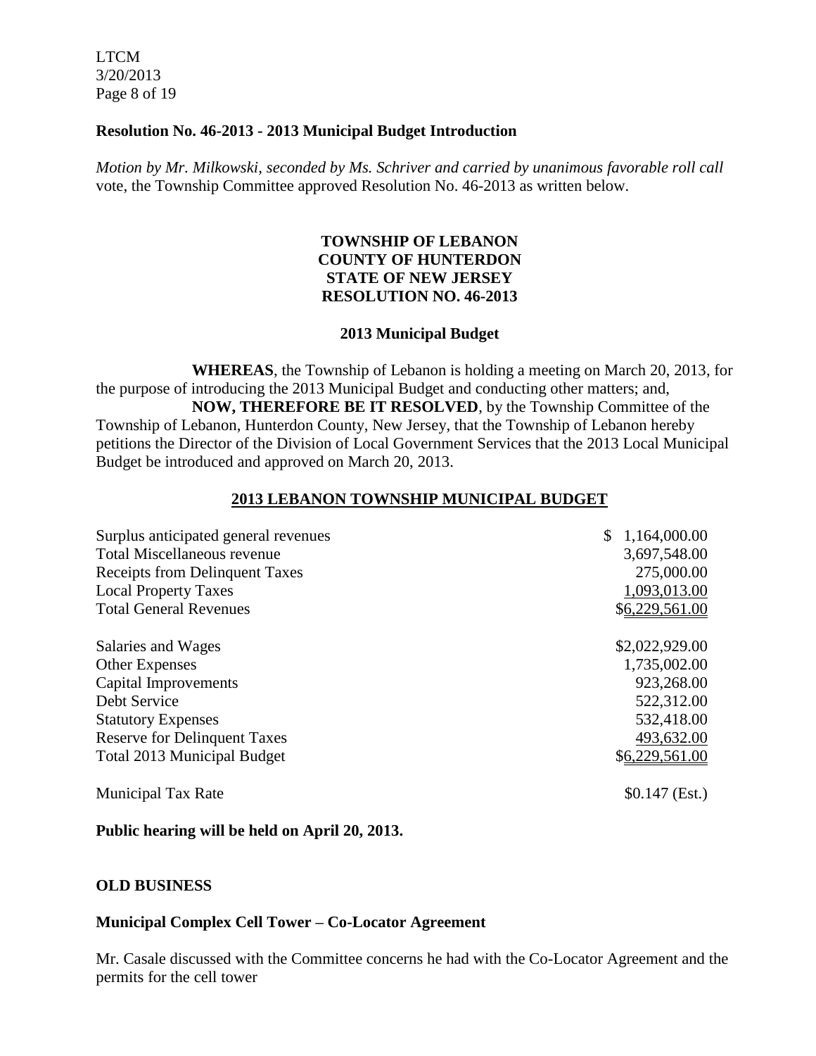**Resolution No. 46-2013 - 2013 Municipal Budget Introduction**

*Motion by Mr. Milkowski, seconded by Ms. Schriver and carried by unanimous favorable roll call* vote, the Township Committee approved Resolution No. 46-2013 as written below.

**TOWNSHIP OF LEBANON**
**COUNTY OF HUNTERDON**
**STATE OF NEW JERSEY**
**RESOLUTION NO. 46-2013**

**2013 Municipal Budget**

**WHEREAS**, the Township of Lebanon is holding a meeting on March 20, 2013, for the purpose of introducing the 2013 Municipal Budget and conducting other matters; and,

**NOW, THEREFORE BE IT RESOLVED**, by the Township Committee of the Township of Lebanon, Hunterdon County, New Jersey, that the Township of Lebanon hereby petitions the Director of the Division of Local Government Services that the 2013 Local Municipal Budget be introduced and approved on March 20, 2013.

**2013 LEBANON TOWNSHIP MUNICIPAL BUDGET**

| | |
|---|---|
| Surplus anticipated general revenues | $ 1,164,000.00 |
| Total Miscellaneous revenue | 3,697,548.00 |
| Receipts from Delinquent Taxes | 275,000.00 |
| Local Property Taxes | 1,093,013.00 |
| Total General Revenues | $6,229,561.00 |
| | |
| Salaries and Wages | $2,022,929.00 |
| Other Expenses | 1,735,002.00 |
| Capital Improvements | 923,268.00 |
| Debt Service | 522,312.00 |
| Statutory Expenses | 532,418.00 |
| Reserve for Delinquent Taxes | 493,632.00 |
| Total 2013 Municipal Budget | $6,229,561.00 |
| | |
| Municipal Tax Rate | $0.147 (Est.) |

**Public hearing will be held on April 20, 2013.**

**OLD BUSINESS**

**Municipal Complex Cell Tower – Co-Locator Agreement**

Mr. Casale discussed with the Committee concerns he had with the Co-Locator Agreement and the permits for the cell tower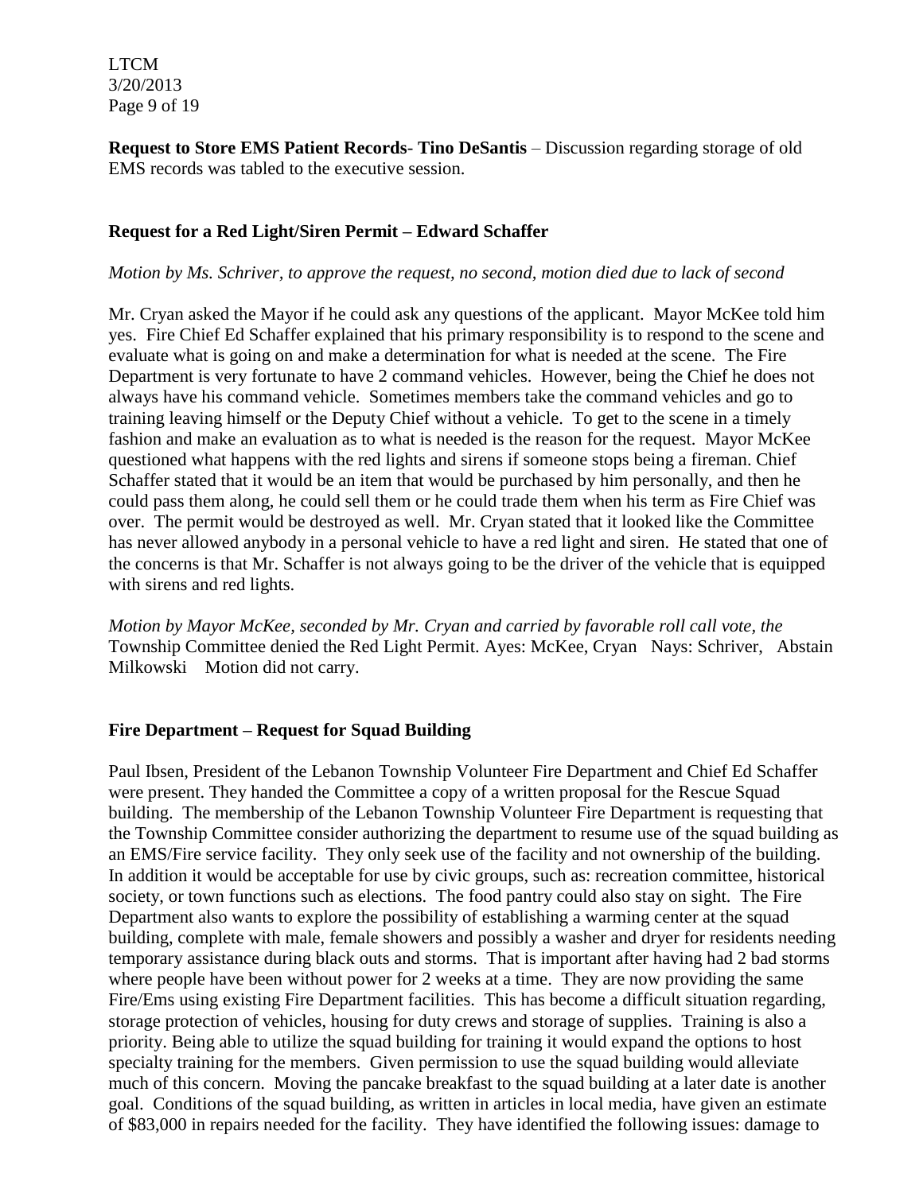**Request to Store EMS Patient Records**- **Tino DeSantis** – Discussion regarding storage of old EMS records was tabled to the executive session.

**Request for a Red Light/Siren Permit – Edward Schaffer**

*Motion by Ms. Schriver, to approve the request, no second, motion died due to lack of second*

Mr. Cryan asked the Mayor if he could ask any questions of the applicant. Mayor McKee told him yes. Fire Chief Ed Schaffer explained that his primary responsibility is to respond to the scene and evaluate what is going on and make a determination for what is needed at the scene. The Fire Department is very fortunate to have 2 command vehicles. However, being the Chief he does not always have his command vehicle. Sometimes members take the command vehicles and go to training leaving himself or the Deputy Chief without a vehicle. To get to the scene in a timely fashion and make an evaluation as to what is needed is the reason for the request. Mayor McKee questioned what happens with the red lights and sirens if someone stops being a fireman. Chief Schaffer stated that it would be an item that would be purchased by him personally, and then he could pass them along, he could sell them or he could trade them when his term as Fire Chief was over. The permit would be destroyed as well. Mr. Cryan stated that it looked like the Committee has never allowed anybody in a personal vehicle to have a red light and siren. He stated that one of the concerns is that Mr. Schaffer is not always going to be the driver of the vehicle that is equipped with sirens and red lights.

*Motion by Mayor McKee, seconded by Mr. Cryan and carried by favorable roll call vote, the* Township Committee denied the Red Light Permit. Ayes: McKee, Cryan Nays: Schriver, Abstain Milkowski Motion did not carry.

**Fire Department – Request for Squad Building**

Paul Ibsen, President of the Lebanon Township Volunteer Fire Department and Chief Ed Schaffer were present. They handed the Committee a copy of a written proposal for the Rescue Squad building. The membership of the Lebanon Township Volunteer Fire Department is requesting that the Township Committee consider authorizing the department to resume use of the squad building as an EMS/Fire service facility. They only seek use of the facility and not ownership of the building. In addition it would be acceptable for use by civic groups, such as: recreation committee, historical society, or town functions such as elections. The food pantry could also stay on sight. The Fire Department also wants to explore the possibility of establishing a warming center at the squad building, complete with male, female showers and possibly a washer and dryer for residents needing temporary assistance during black outs and storms. That is important after having had 2 bad storms where people have been without power for 2 weeks at a time. They are now providing the same Fire/Ems using existing Fire Department facilities. This has become a difficult situation regarding, storage protection of vehicles, housing for duty crews and storage of supplies. Training is also a priority. Being able to utilize the squad building for training it would expand the options to host specialty training for the members. Given permission to use the squad building would alleviate much of this concern. Moving the pancake breakfast to the squad building at a later date is another goal. Conditions of the squad building, as written in articles in local media, have given an estimate of $83,000 in repairs needed for the facility. They have identified the following issues: damage to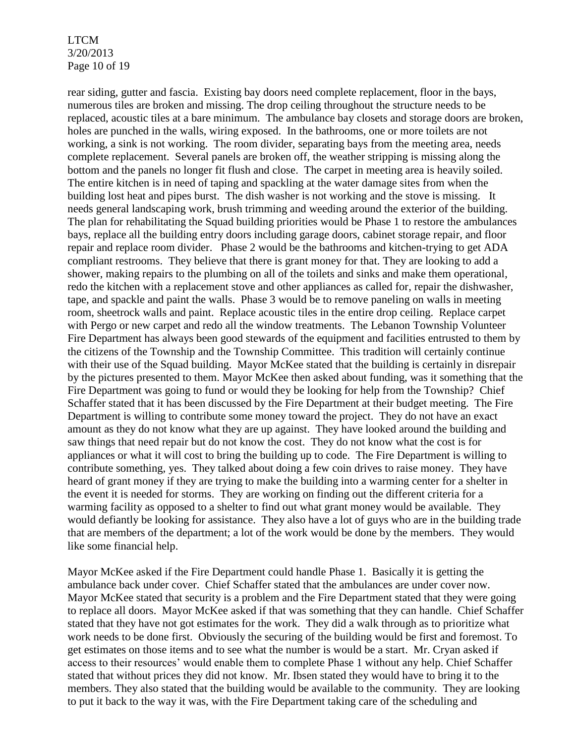rear siding, gutter and fascia. Existing bay doors need complete replacement, floor in the bays, numerous tiles are broken and missing. The drop ceiling throughout the structure needs to be replaced, acoustic tiles at a bare minimum. The ambulance bay closets and storage doors are broken, holes are punched in the walls, wiring exposed. In the bathrooms, one or more toilets are not working, a sink is not working. The room divider, separating bays from the meeting area, needs complete replacement. Several panels are broken off, the weather stripping is missing along the bottom and the panels no longer fit flush and close. The carpet in meeting area is heavily soiled. The entire kitchen is in need of taping and spackling at the water damage sites from when the building lost heat and pipes burst. The dish washer is not working and the stove is missing. It needs general landscaping work, brush trimming and weeding around the exterior of the building. The plan for rehabilitating the Squad building priorities would be Phase 1 to restore the ambulances bays, replace all the building entry doors including garage doors, cabinet storage repair, and floor repair and replace room divider. Phase 2 would be the bathrooms and kitchen-trying to get ADA compliant restrooms. They believe that there is grant money for that. They are looking to add a shower, making repairs to the plumbing on all of the toilets and sinks and make them operational, redo the kitchen with a replacement stove and other appliances as called for, repair the dishwasher, tape, and spackle and paint the walls. Phase 3 would be to remove paneling on walls in meeting room, sheetrock walls and paint. Replace acoustic tiles in the entire drop ceiling. Replace carpet with Pergo or new carpet and redo all the window treatments. The Lebanon Township Volunteer Fire Department has always been good stewards of the equipment and facilities entrusted to them by the citizens of the Township and the Township Committee. This tradition will certainly continue with their use of the Squad building. Mayor McKee stated that the building is certainly in disrepair by the pictures presented to them. Mayor McKee then asked about funding, was it something that the Fire Department was going to fund or would they be looking for help from the Township? Chief Schaffer stated that it has been discussed by the Fire Department at their budget meeting. The Fire Department is willing to contribute some money toward the project. They do not have an exact amount as they do not know what they are up against. They have looked around the building and saw things that need repair but do not know the cost. They do not know what the cost is for appliances or what it will cost to bring the building up to code. The Fire Department is willing to contribute something, yes. They talked about doing a few coin drives to raise money. They have heard of grant money if they are trying to make the building into a warming center for a shelter in the event it is needed for storms. They are working on finding out the different criteria for a warming facility as opposed to a shelter to find out what grant money would be available. They would defiantly be looking for assistance. They also have a lot of guys who are in the building trade that are members of the department; a lot of the work would be done by the members. They would like some financial help.

Mayor McKee asked if the Fire Department could handle Phase 1. Basically it is getting the ambulance back under cover. Chief Schaffer stated that the ambulances are under cover now. Mayor McKee stated that security is a problem and the Fire Department stated that they were going to replace all doors. Mayor McKee asked if that was something that they can handle. Chief Schaffer stated that they have not got estimates for the work. They did a walk through as to prioritize what work needs to be done first. Obviously the securing of the building would be first and foremost. To get estimates on those items and to see what the number is would be a start. Mr. Cryan asked if access to their resources' would enable them to complete Phase 1 without any help. Chief Schaffer stated that without prices they did not know. Mr. Ibsen stated they would have to bring it to the members. They also stated that the building would be available to the community. They are looking to put it back to the way it was, with the Fire Department taking care of the scheduling and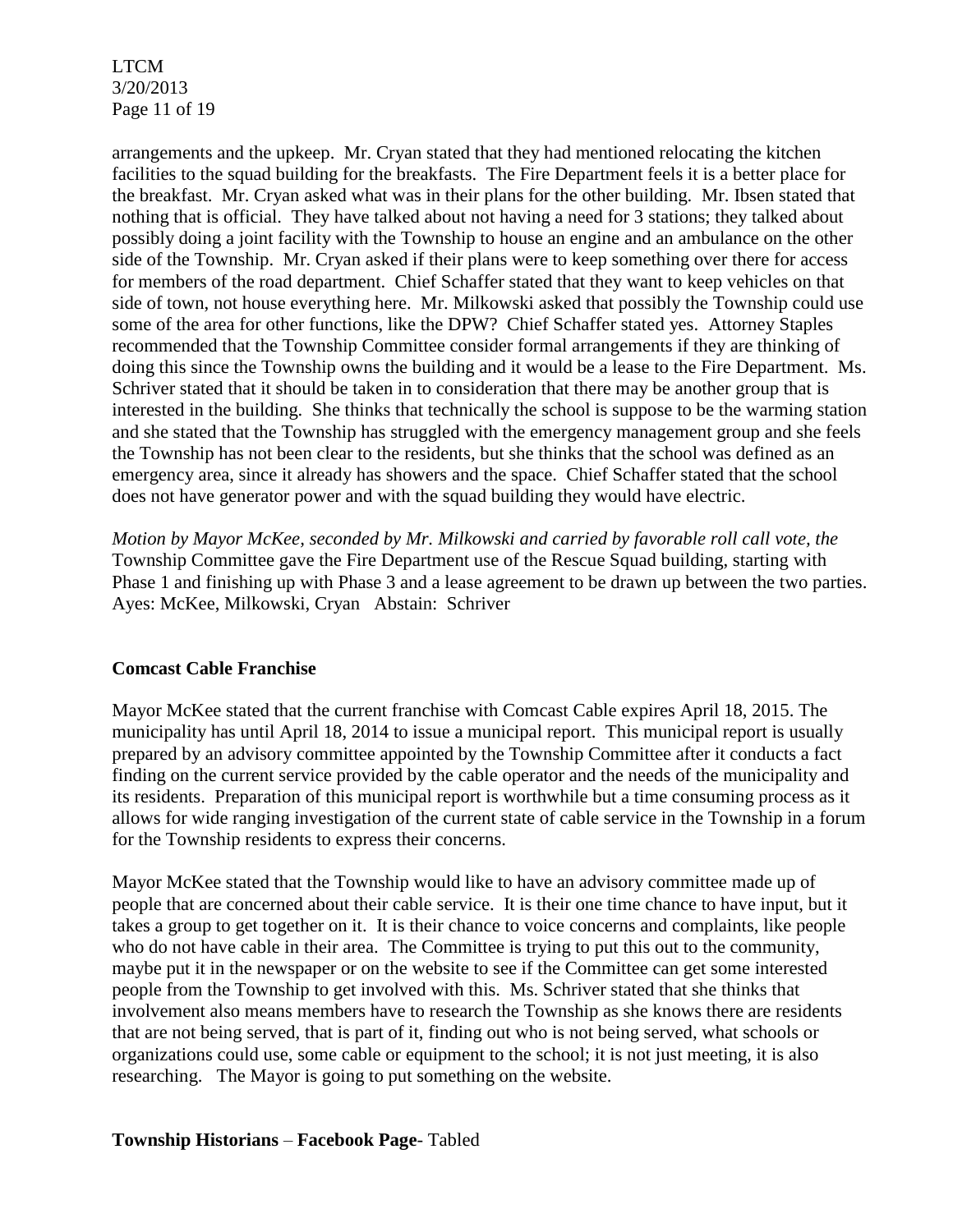arrangements and the upkeep. Mr. Cryan stated that they had mentioned relocating the kitchen facilities to the squad building for the breakfasts. The Fire Department feels it is a better place for the breakfast. Mr. Cryan asked what was in their plans for the other building. Mr. Ibsen stated that nothing that is official. They have talked about not having a need for 3 stations; they talked about possibly doing a joint facility with the Township to house an engine and an ambulance on the other side of the Township. Mr. Cryan asked if their plans were to keep something over there for access for members of the road department. Chief Schaffer stated that they want to keep vehicles on that side of town, not house everything here. Mr. Milkowski asked that possibly the Township could use some of the area for other functions, like the DPW? Chief Schaffer stated yes. Attorney Staples recommended that the Township Committee consider formal arrangements if they are thinking of doing this since the Township owns the building and it would be a lease to the Fire Department. Ms. Schriver stated that it should be taken in to consideration that there may be another group that is interested in the building. She thinks that technically the school is suppose to be the warming station and she stated that the Township has struggled with the emergency management group and she feels the Township has not been clear to the residents, but she thinks that the school was defined as an emergency area, since it already has showers and the space. Chief Schaffer stated that the school does not have generator power and with the squad building they would have electric.

*Motion by Mayor McKee, seconded by Mr. Milkowski and carried by favorable roll call vote, the* Township Committee gave the Fire Department use of the Rescue Squad building, starting with Phase 1 and finishing up with Phase 3 and a lease agreement to be drawn up between the two parties. Ayes: McKee, Milkowski, Cryan Abstain: Schriver

**Comcast Cable Franchise**

Mayor McKee stated that the current franchise with Comcast Cable expires April 18, 2015. The municipality has until April 18, 2014 to issue a municipal report. This municipal report is usually prepared by an advisory committee appointed by the Township Committee after it conducts a fact finding on the current service provided by the cable operator and the needs of the municipality and its residents. Preparation of this municipal report is worthwhile but a time consuming process as it allows for wide ranging investigation of the current state of cable service in the Township in a forum for the Township residents to express their concerns.

Mayor McKee stated that the Township would like to have an advisory committee made up of people that are concerned about their cable service. It is their one time chance to have input, but it takes a group to get together on it. It is their chance to voice concerns and complaints, like people who do not have cable in their area. The Committee is trying to put this out to the community, maybe put it in the newspaper or on the website to see if the Committee can get some interested people from the Township to get involved with this. Ms. Schriver stated that she thinks that involvement also means members have to research the Township as she knows there are residents that are not being served, that is part of it, finding out who is not being served, what schools or organizations could use, some cable or equipment to the school; it is not just meeting, it is also researching. The Mayor is going to put something on the website.

**Township Historians** – **Facebook Page**- Tabled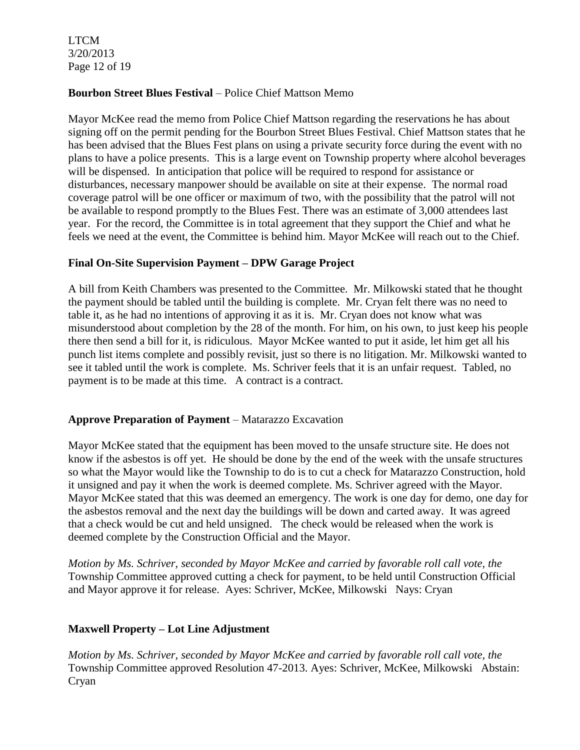**Bourbon Street Blues Festival** – Police Chief Mattson Memo

Mayor McKee read the memo from Police Chief Mattson regarding the reservations he has about signing off on the permit pending for the Bourbon Street Blues Festival. Chief Mattson states that he has been advised that the Blues Fest plans on using a private security force during the event with no plans to have a police presents. This is a large event on Township property where alcohol beverages will be dispensed. In anticipation that police will be required to respond for assistance or disturbances, necessary manpower should be available on site at their expense. The normal road coverage patrol will be one officer or maximum of two, with the possibility that the patrol will not be available to respond promptly to the Blues Fest. There was an estimate of 3,000 attendees last year. For the record, the Committee is in total agreement that they support the Chief and what he feels we need at the event, the Committee is behind him. Mayor McKee will reach out to the Chief.

**Final On-Site Supervision Payment – DPW Garage Project**

A bill from Keith Chambers was presented to the Committee. Mr. Milkowski stated that he thought the payment should be tabled until the building is complete. Mr. Cryan felt there was no need to table it, as he had no intentions of approving it as it is. Mr. Cryan does not know what was misunderstood about completion by the 28 of the month. For him, on his own, to just keep his people there then send a bill for it, is ridiculous. Mayor McKee wanted to put it aside, let him get all his punch list items complete and possibly revisit, just so there is no litigation. Mr. Milkowski wanted to see it tabled until the work is complete. Ms. Schriver feels that it is an unfair request. Tabled, no payment is to be made at this time. A contract is a contract.

**Approve Preparation of Payment** – Matarazzo Excavation

Mayor McKee stated that the equipment has been moved to the unsafe structure site. He does not know if the asbestos is off yet. He should be done by the end of the week with the unsafe structures so what the Mayor would like the Township to do is to cut a check for Matarazzo Construction, hold it unsigned and pay it when the work is deemed complete. Ms. Schriver agreed with the Mayor. Mayor McKee stated that this was deemed an emergency. The work is one day for demo, one day for the asbestos removal and the next day the buildings will be down and carted away. It was agreed that a check would be cut and held unsigned. The check would be released when the work is deemed complete by the Construction Official and the Mayor.

*Motion by Ms. Schriver, seconded by Mayor McKee and carried by favorable roll call vote, the* Township Committee approved cutting a check for payment, to be held until Construction Official and Mayor approve it for release. Ayes: Schriver, McKee, Milkowski Nays: Cryan

**Maxwell Property – Lot Line Adjustment**

*Motion by Ms. Schriver, seconded by Mayor McKee and carried by favorable roll call vote, the* Township Committee approved Resolution 47-2013. Ayes: Schriver, McKee, Milkowski Abstain: Cryan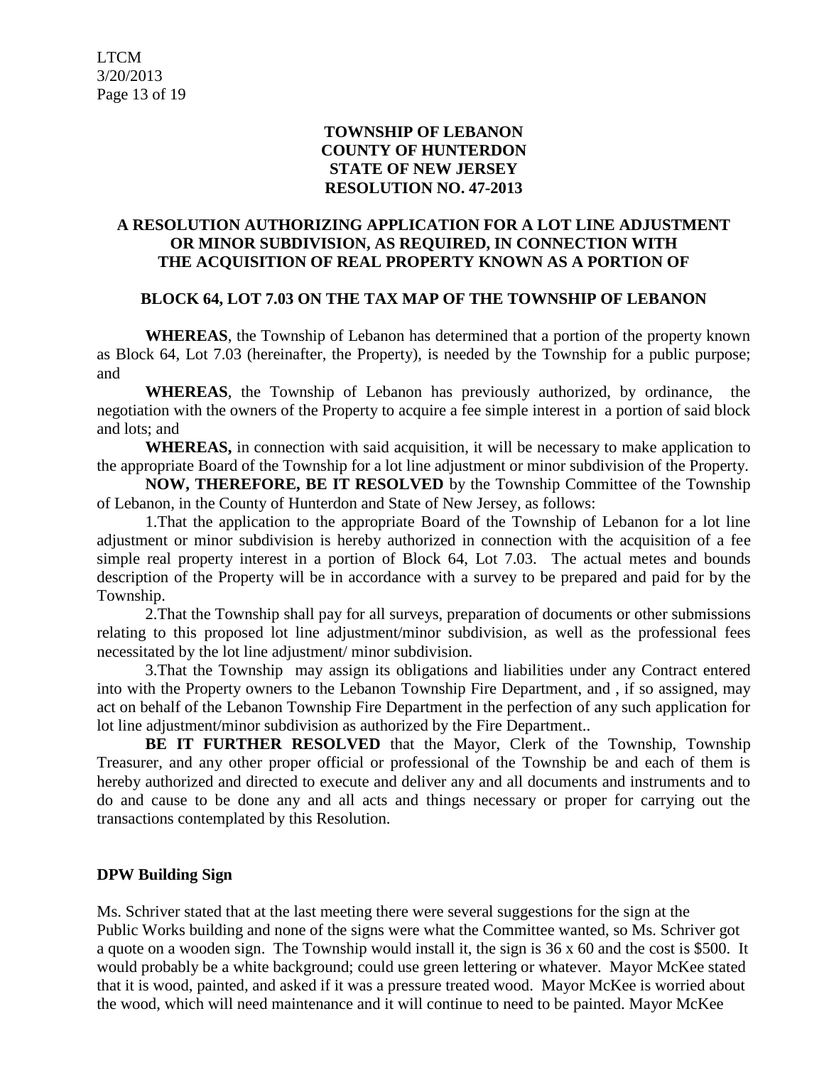**TOWNSHIP OF LEBANON**
**COUNTY OF HUNTERDON**
**STATE OF NEW JERSEY**
**RESOLUTION NO. 47-2013**

**A RESOLUTION AUTHORIZING APPLICATION FOR A LOT LINE ADJUSTMENT OR MINOR SUBDIVISION, AS REQUIRED, IN CONNECTION WITH THE ACQUISITION OF REAL PROPERTY KNOWN AS A PORTION OF**

**BLOCK 64, LOT 7.03 ON THE TAX MAP OF THE TOWNSHIP OF LEBANON**

**WHEREAS**, the Township of Lebanon has determined that a portion of the property known as Block 64, Lot 7.03 (hereinafter, the Property), is needed by the Township for a public purpose; and

**WHEREAS**, the Township of Lebanon has previously authorized, by ordinance, the negotiation with the owners of the Property to acquire a fee simple interest in a portion of said block and lots; and

**WHEREAS,** in connection with said acquisition, it will be necessary to make application to the appropriate Board of the Township for a lot line adjustment or minor subdivision of the Property.

**NOW, THEREFORE, BE IT RESOLVED** by the Township Committee of the Township of Lebanon, in the County of Hunterdon and State of New Jersey, as follows:

1.That the application to the appropriate Board of the Township of Lebanon for a lot line adjustment or minor subdivision is hereby authorized in connection with the acquisition of a fee simple real property interest in a portion of Block 64, Lot 7.03. The actual metes and bounds description of the Property will be in accordance with a survey to be prepared and paid for by the Township.

2.That the Township shall pay for all surveys, preparation of documents or other submissions relating to this proposed lot line adjustment/minor subdivision, as well as the professional fees necessitated by the lot line adjustment/ minor subdivision.

3.That the Township may assign its obligations and liabilities under any Contract entered into with the Property owners to the Lebanon Township Fire Department, and , if so assigned, may act on behalf of the Lebanon Township Fire Department in the perfection of any such application for lot line adjustment/minor subdivision as authorized by the Fire Department..

**BE IT FURTHER RESOLVED** that the Mayor, Clerk of the Township, Township Treasurer, and any other proper official or professional of the Township be and each of them is hereby authorized and directed to execute and deliver any and all documents and instruments and to do and cause to be done any and all acts and things necessary or proper for carrying out the transactions contemplated by this Resolution.

**DPW Building Sign**

Ms. Schriver stated that at the last meeting there were several suggestions for the sign at the Public Works building and none of the signs were what the Committee wanted, so Ms. Schriver got a quote on a wooden sign. The Township would install it, the sign is 36 x 60 and the cost is $500. It would probably be a white background; could use green lettering or whatever. Mayor McKee stated that it is wood, painted, and asked if it was a pressure treated wood. Mayor McKee is worried about the wood, which will need maintenance and it will continue to need to be painted. Mayor McKee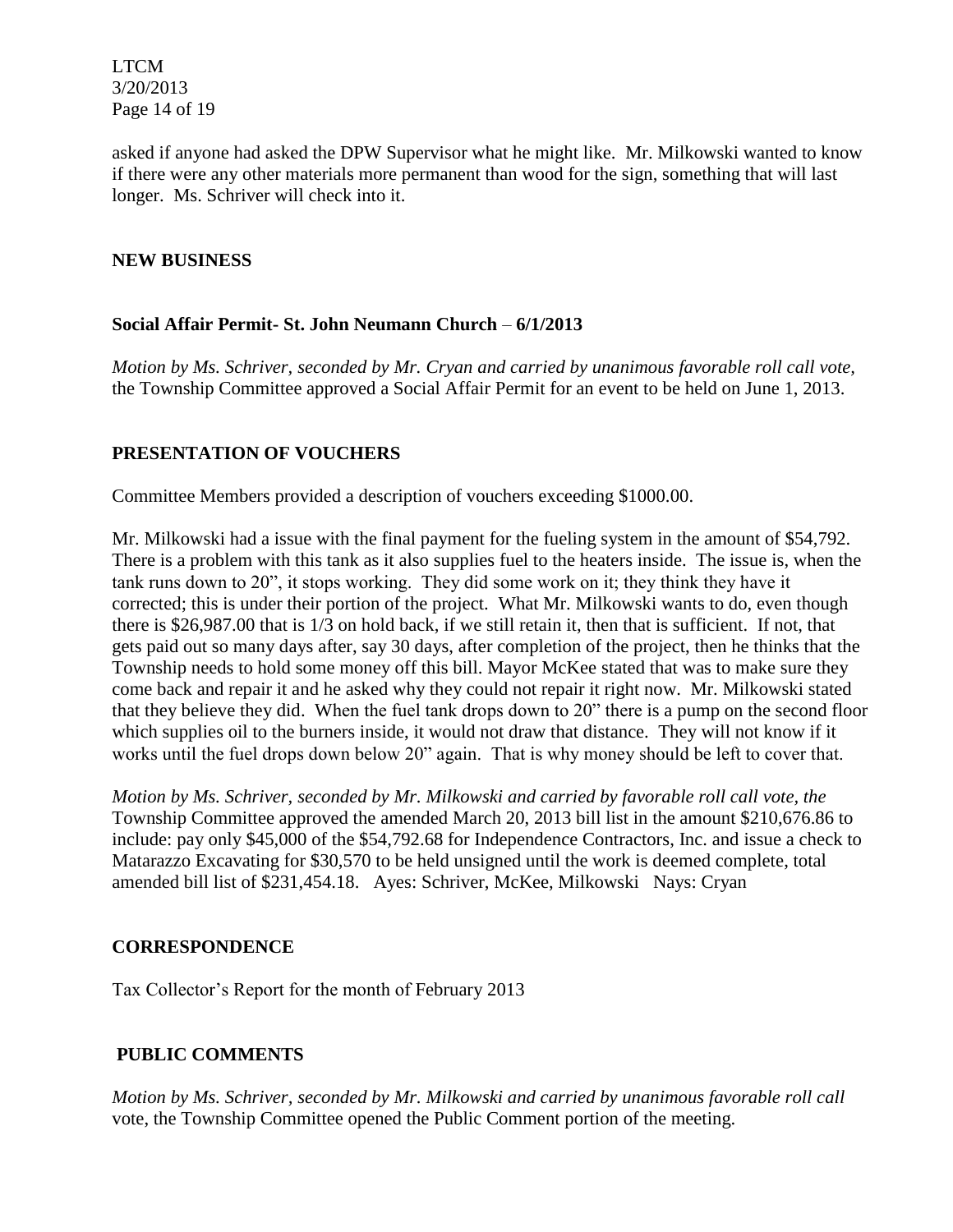asked if anyone had asked the DPW Supervisor what he might like. Mr. Milkowski wanted to know if there were any other materials more permanent than wood for the sign, something that will last longer. Ms. Schriver will check into it.

## NEW BUSINESS

### Social Affair Permit- St. John Neumann Church – 6/1/2013

*Motion by Ms. Schriver, seconded by Mr. Cryan and carried by unanimous favorable roll call vote,* the Township Committee approved a Social Affair Permit for an event to be held on June 1, 2013.

## PRESENTATION OF VOUCHERS

Committee Members provided a description of vouchers exceeding $1000.00.

Mr. Milkowski had a issue with the final payment for the fueling system in the amount of $54,792. There is a problem with this tank as it also supplies fuel to the heaters inside. The issue is, when the tank runs down to 20", it stops working. They did some work on it; they think they have it corrected; this is under their portion of the project. What Mr. Milkowski wants to do, even though there is $26,987.00 that is 1/3 on hold back, if we still retain it, then that is sufficient. If not, that gets paid out so many days after, say 30 days, after completion of the project, then he thinks that the Township needs to hold some money off this bill. Mayor McKee stated that was to make sure they come back and repair it and he asked why they could not repair it right now. Mr. Milkowski stated that they believe they did. When the fuel tank drops down to 20" there is a pump on the second floor which supplies oil to the burners inside, it would not draw that distance. They will not know if it works until the fuel drops down below 20" again. That is why money should be left to cover that.

*Motion by Ms. Schriver, seconded by Mr. Milkowski and carried by favorable roll call vote, the* Township Committee approved the amended March 20, 2013 bill list in the amount $210,676.86 to include: pay only $45,000 of the $54,792.68 for Independence Contractors, Inc. and issue a check to Matarazzo Excavating for $30,570 to be held unsigned until the work is deemed complete, total amended bill list of $231,454.18. Ayes: Schriver, McKee, Milkowski Nays: Cryan

## CORRESPONDENCE

Tax Collector's Report for the month of February 2013

## PUBLIC COMMENTS

*Motion by Ms. Schriver, seconded by Mr. Milkowski and carried by unanimous favorable roll call* vote, the Township Committee opened the Public Comment portion of the meeting.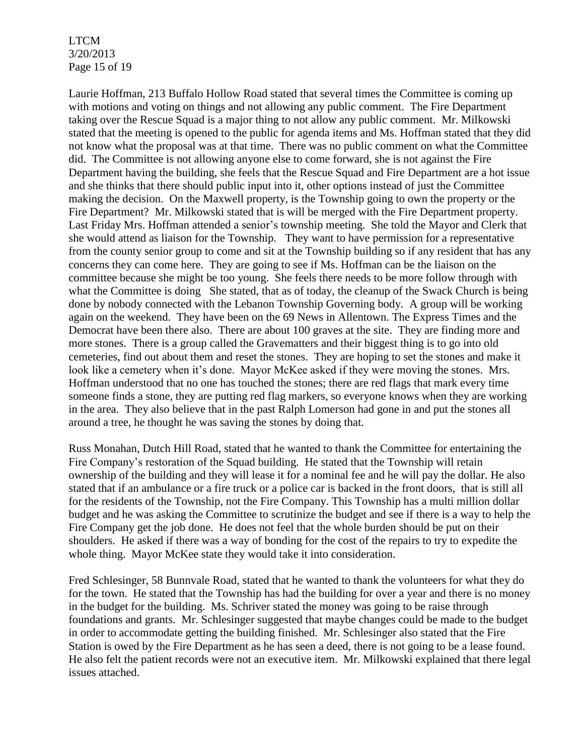Laurie Hoffman, 213 Buffalo Hollow Road stated that several times the Committee is coming up with motions and voting on things and not allowing any public comment. The Fire Department taking over the Rescue Squad is a major thing to not allow any public comment. Mr. Milkowski stated that the meeting is opened to the public for agenda items and Ms. Hoffman stated that they did not know what the proposal was at that time. There was no public comment on what the Committee did. The Committee is not allowing anyone else to come forward, she is not against the Fire Department having the building, she feels that the Rescue Squad and Fire Department are a hot issue and she thinks that there should public input into it, other options instead of just the Committee making the decision. On the Maxwell property, is the Township going to own the property or the Fire Department? Mr. Milkowski stated that is will be merged with the Fire Department property. Last Friday Mrs. Hoffman attended a senior's township meeting. She told the Mayor and Clerk that she would attend as liaison for the Township. They want to have permission for a representative from the county senior group to come and sit at the Township building so if any resident that has any concerns they can come here. They are going to see if Ms. Hoffman can be the liaison on the committee because she might be too young. She feels there needs to be more follow through with what the Committee is doing She stated, that as of today, the cleanup of the Swack Church is being done by nobody connected with the Lebanon Township Governing body. A group will be working again on the weekend. They have been on the 69 News in Allentown. The Express Times and the Democrat have been there also. There are about 100 graves at the site. They are finding more and more stones. There is a group called the Gravematters and their biggest thing is to go into old cemeteries, find out about them and reset the stones. They are hoping to set the stones and make it look like a cemetery when it's done. Mayor McKee asked if they were moving the stones. Mrs. Hoffman understood that no one has touched the stones; there are red flags that mark every time someone finds a stone, they are putting red flag markers, so everyone knows when they are working in the area. They also believe that in the past Ralph Lomerson had gone in and put the stones all around a tree, he thought he was saving the stones by doing that.

Russ Monahan, Dutch Hill Road, stated that he wanted to thank the Committee for entertaining the Fire Company's restoration of the Squad building. He stated that the Township will retain ownership of the building and they will lease it for a nominal fee and he will pay the dollar. He also stated that if an ambulance or a fire truck or a police car is backed in the front doors, that is still all for the residents of the Township, not the Fire Company. This Township has a multi million dollar budget and he was asking the Committee to scrutinize the budget and see if there is a way to help the Fire Company get the job done. He does not feel that the whole burden should be put on their shoulders. He asked if there was a way of bonding for the cost of the repairs to try to expedite the whole thing. Mayor McKee state they would take it into consideration.

Fred Schlesinger, 58 Bunnvale Road, stated that he wanted to thank the volunteers for what they do for the town. He stated that the Township has had the building for over a year and there is no money in the budget for the building. Ms. Schriver stated the money was going to be raise through foundations and grants. Mr. Schlesinger suggested that maybe changes could be made to the budget in order to accommodate getting the building finished. Mr. Schlesinger also stated that the Fire Station is owed by the Fire Department as he has seen a deed, there is not going to be a lease found. He also felt the patient records were not an executive item. Mr. Milkowski explained that there legal issues attached.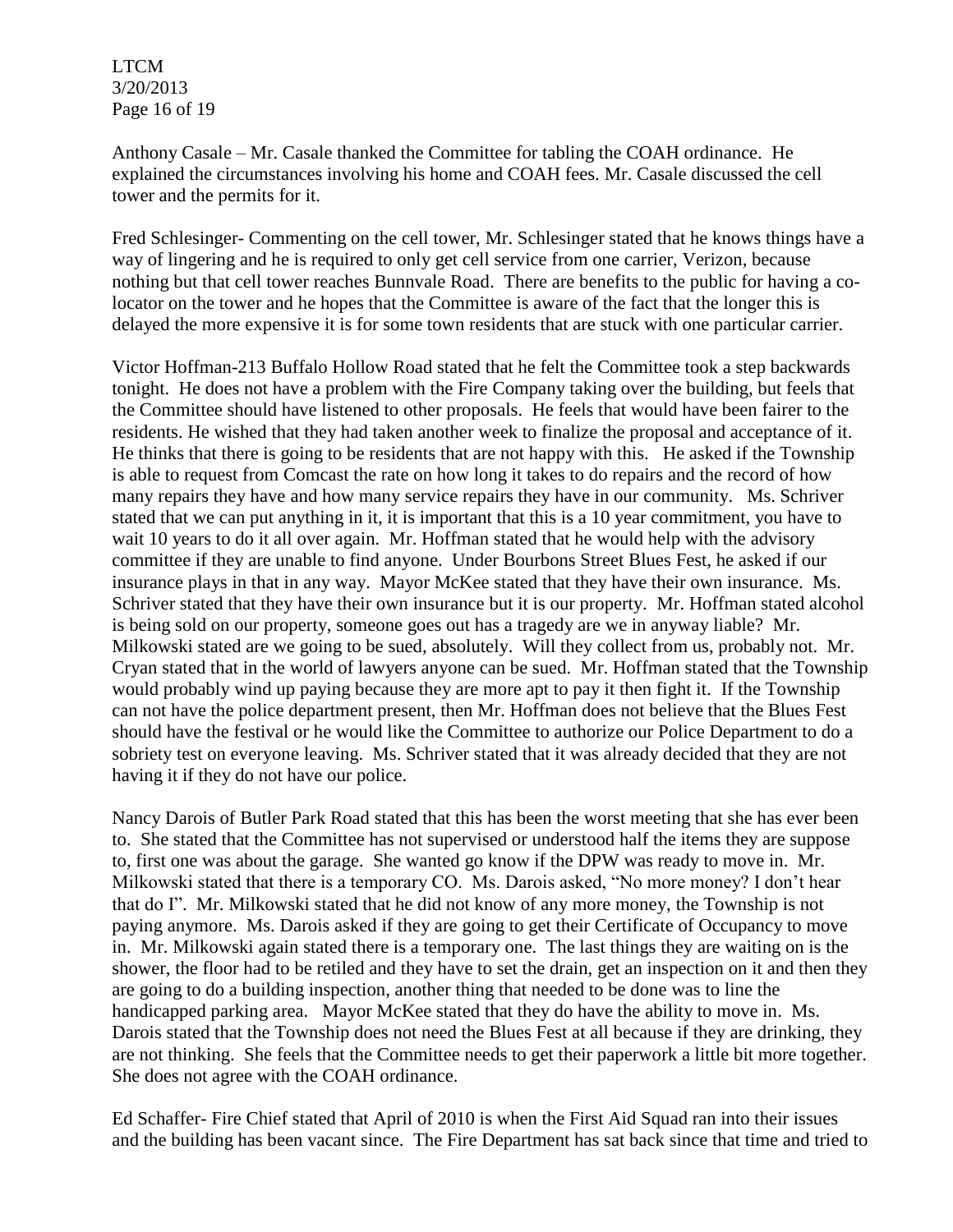Anthony Casale – Mr. Casale thanked the Committee for tabling the COAH ordinance. He explained the circumstances involving his home and COAH fees. Mr. Casale discussed the cell tower and the permits for it.

Fred Schlesinger- Commenting on the cell tower, Mr. Schlesinger stated that he knows things have a way of lingering and he is required to only get cell service from one carrier, Verizon, because nothing but that cell tower reaches Bunnvale Road. There are benefits to the public for having a co-locator on the tower and he hopes that the Committee is aware of the fact that the longer this is delayed the more expensive it is for some town residents that are stuck with one particular carrier.

Victor Hoffman-213 Buffalo Hollow Road stated that he felt the Committee took a step backwards tonight. He does not have a problem with the Fire Company taking over the building, but feels that the Committee should have listened to other proposals. He feels that would have been fairer to the residents. He wished that they had taken another week to finalize the proposal and acceptance of it. He thinks that there is going to be residents that are not happy with this. He asked if the Township is able to request from Comcast the rate on how long it takes to do repairs and the record of how many repairs they have and how many service repairs they have in our community. Ms. Schriver stated that we can put anything in it, it is important that this is a 10 year commitment, you have to wait 10 years to do it all over again. Mr. Hoffman stated that he would help with the advisory committee if they are unable to find anyone. Under Bourbons Street Blues Fest, he asked if our insurance plays in that in any way. Mayor McKee stated that they have their own insurance. Ms. Schriver stated that they have their own insurance but it is our property. Mr. Hoffman stated alcohol is being sold on our property, someone goes out has a tragedy are we in anyway liable? Mr. Milkowski stated are we going to be sued, absolutely. Will they collect from us, probably not. Mr. Cryan stated that in the world of lawyers anyone can be sued. Mr. Hoffman stated that the Township would probably wind up paying because they are more apt to pay it then fight it. If the Township can not have the police department present, then Mr. Hoffman does not believe that the Blues Fest should have the festival or he would like the Committee to authorize our Police Department to do a sobriety test on everyone leaving. Ms. Schriver stated that it was already decided that they are not having it if they do not have our police.

Nancy Darois of Butler Park Road stated that this has been the worst meeting that she has ever been to. She stated that the Committee has not supervised or understood half the items they are suppose to, first one was about the garage. She wanted go know if the DPW was ready to move in. Mr. Milkowski stated that there is a temporary CO. Ms. Darois asked, "No more money? I don't hear that do I". Mr. Milkowski stated that he did not know of any more money, the Township is not paying anymore. Ms. Darois asked if they are going to get their Certificate of Occupancy to move in. Mr. Milkowski again stated there is a temporary one. The last things they are waiting on is the shower, the floor had to be retiled and they have to set the drain, get an inspection on it and then they are going to do a building inspection, another thing that needed to be done was to line the handicapped parking area. Mayor McKee stated that they do have the ability to move in. Ms. Darois stated that the Township does not need the Blues Fest at all because if they are drinking, they are not thinking. She feels that the Committee needs to get their paperwork a little bit more together. She does not agree with the COAH ordinance.

Ed Schaffer- Fire Chief stated that April of 2010 is when the First Aid Squad ran into their issues and the building has been vacant since. The Fire Department has sat back since that time and tried to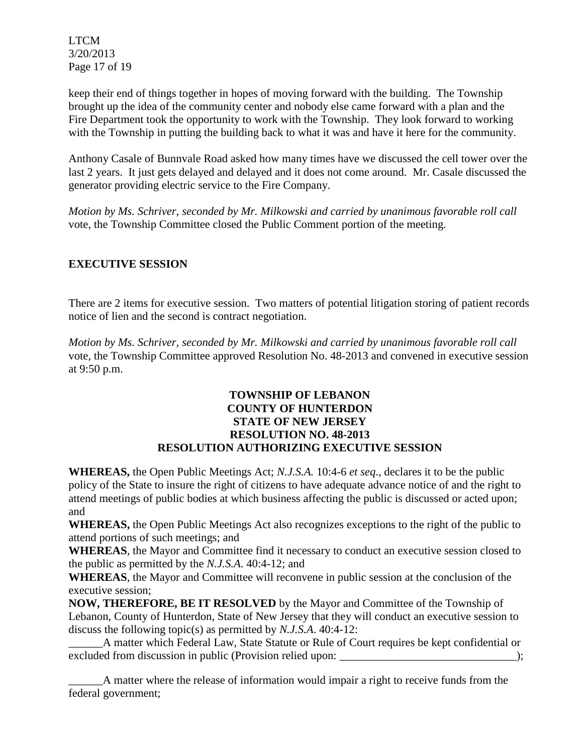keep their end of things together in hopes of moving forward with the building. The Township brought up the idea of the community center and nobody else came forward with a plan and the Fire Department took the opportunity to work with the Township. They look forward to working with the Township in putting the building back to what it was and have it here for the community.

Anthony Casale of Bunnvale Road asked how many times have we discussed the cell tower over the last 2 years. It just gets delayed and delayed and it does not come around. Mr. Casale discussed the generator providing electric service to the Fire Company.

*Motion by Ms. Schriver, seconded by Mr. Milkowski and carried by unanimous favorable roll call* vote, the Township Committee closed the Public Comment portion of the meeting.

## EXECUTIVE SESSION

There are 2 items for executive session. Two matters of potential litigation storing of patient records notice of lien and the second is contract negotiation.

*Motion by Ms. Schriver, seconded by Mr. Milkowski and carried by unanimous favorable roll call* vote, the Township Committee approved Resolution No. 48-2013 and convened in executive session at 9:50 p.m.

**TOWNSHIP OF LEBANON**
**COUNTY OF HUNTERDON**
**STATE OF NEW JERSEY**
**RESOLUTION NO. 48-2013**
**RESOLUTION AUTHORIZING EXECUTIVE SESSION**

**WHEREAS,** the Open Public Meetings Act; *N.J.S.A.* 10:4-6 *et seq*., declares it to be the public policy of the State to insure the right of citizens to have adequate advance notice of and the right to attend meetings of public bodies at which business affecting the public is discussed or acted upon; and

**WHEREAS,** the Open Public Meetings Act also recognizes exceptions to the right of the public to attend portions of such meetings; and

**WHEREAS**, the Mayor and Committee find it necessary to conduct an executive session closed to the public as permitted by the *N.J.S.A*. 40:4-12; and

**WHEREAS**, the Mayor and Committee will reconvene in public session at the conclusion of the executive session;

**NOW, THEREFORE, BE IT RESOLVED** by the Mayor and Committee of the Township of Lebanon, County of Hunterdon, State of New Jersey that they will conduct an executive session to discuss the following topic(s) as permitted by *N.J.S.A*. 40:4-12:

______A matter which Federal Law, State Statute or Rule of Court requires be kept confidential or excluded from discussion in public (Provision relied upon: _______________________________);

______A matter where the release of information would impair a right to receive funds from the federal government;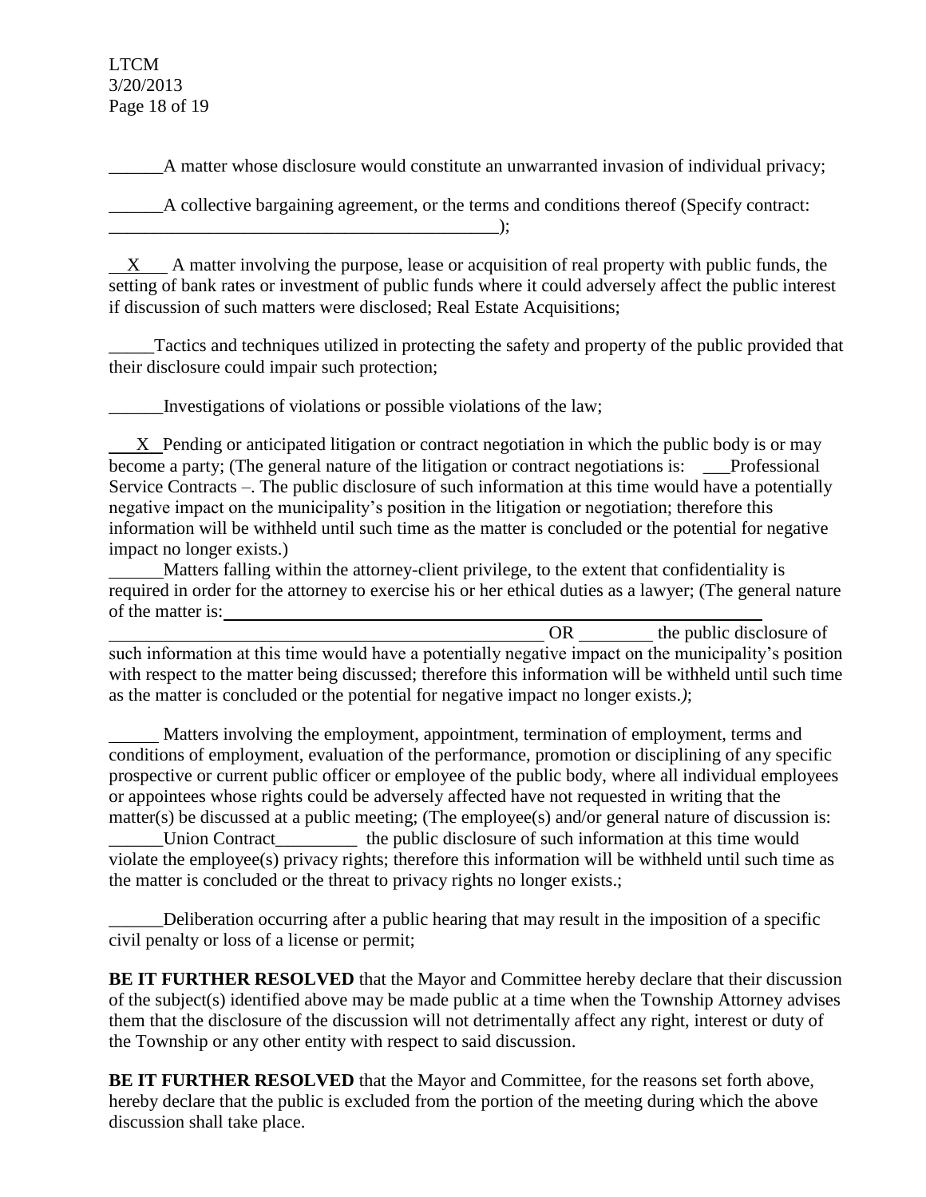______A matter whose disclosure would constitute an unwarranted invasion of individual privacy;

______A collective bargaining agreement, or the terms and conditions thereof (Specify contract: ____________________________________________);

__X__ A matter involving the purpose, lease or acquisition of real property with public funds, the setting of bank rates or investment of public funds where it could adversely affect the public interest if discussion of such matters were disclosed; Real Estate Acquisitions;

_____Tactics and techniques utilized in protecting the safety and property of the public provided that their disclosure could impair such protection;

______Investigations of violations or possible violations of the law;

__X__ Pending or anticipated litigation or contract negotiation in which the public body is or may become a party; (The general nature of the litigation or contract negotiations is: ___Professional Service Contracts –. The public disclosure of such information at this time would have a potentially negative impact on the municipality's position in the litigation or negotiation; therefore this information will be withheld until such time as the matter is concluded or the potential for negative impact no longer exists.)

______Matters falling within the attorney-client privilege, to the extent that confidentiality is required in order for the attorney to exercise his or her ethical duties as a lawyer; (The general nature of the matter is: ____________________________________________________________ OR ________ the public disclosure of such information at this time would have a potentially negative impact on the municipality's position with respect to the matter being discussed; therefore this information will be withheld until such time as the matter is concluded or the potential for negative impact no longer exists.*)*;

______ Matters involving the employment, appointment, termination of employment, terms and conditions of employment, evaluation of the performance, promotion or disciplining of any specific prospective or current public officer or employee of the public body, where all individual employees or appointees whose rights could be adversely affected have not requested in writing that the matter(s) be discussed at a public meeting; (The employee(s) and/or general nature of discussion is: ______Union Contract_________ the public disclosure of such information at this time would violate the employee(s) privacy rights; therefore this information will be withheld until such time as the matter is concluded or the threat to privacy rights no longer exists.;

______Deliberation occurring after a public hearing that may result in the imposition of a specific civil penalty or loss of a license or permit;

**BE IT FURTHER RESOLVED** that the Mayor and Committee hereby declare that their discussion of the subject(s) identified above may be made public at a time when the Township Attorney advises them that the disclosure of the discussion will not detrimentally affect any right, interest or duty of the Township or any other entity with respect to said discussion.

**BE IT FURTHER RESOLVED** that the Mayor and Committee, for the reasons set forth above, hereby declare that the public is excluded from the portion of the meeting during which the above discussion shall take place.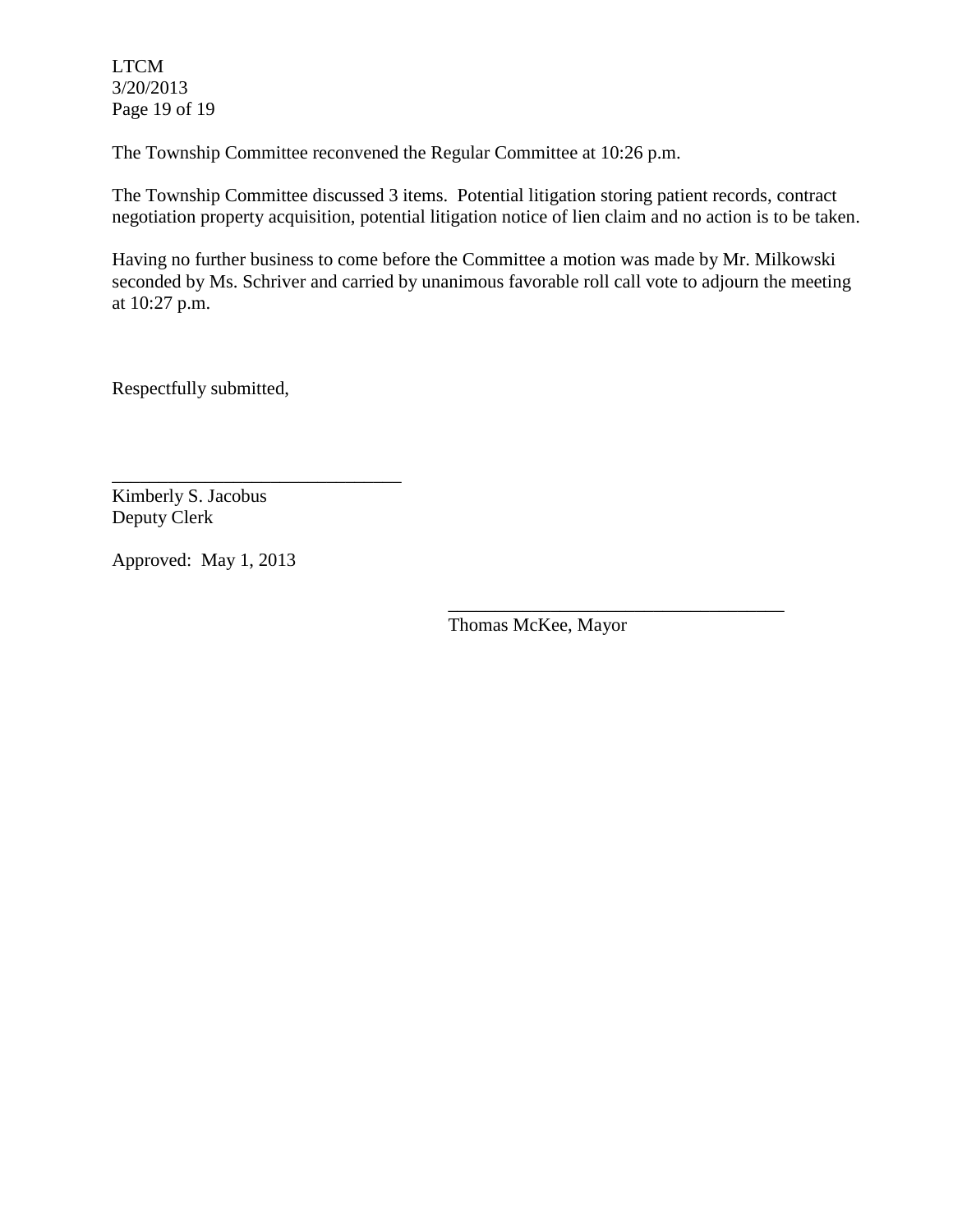The Township Committee reconvened the Regular Committee at 10:26 p.m.

The Township Committee discussed 3 items. Potential litigation storing patient records, contract negotiation property acquisition, potential litigation notice of lien claim and no action is to be taken.

Having no further business to come before the Committee a motion was made by Mr. Milkowski seconded by Ms. Schriver and carried by unanimous favorable roll call vote to adjourn the meeting at 10:27 p.m.

Respectfully submitted,

\_\_\_\_\_\_\_\_\_\_\_\_\_\_\_\_\_\_\_\_\_\_\_\_\_\_\_\_\_\_\_\_

Kimberly S. Jacobus  
Deputy Clerk

Approved: May 1, 2013

\_\_\_\_\_\_\_\_\_\_\_\_\_\_\_\_\_\_\_\_\_\_\_\_\_\_\_\_\_\_\_\_\_\_\_\_\_\_

Thomas McKee, Mayor